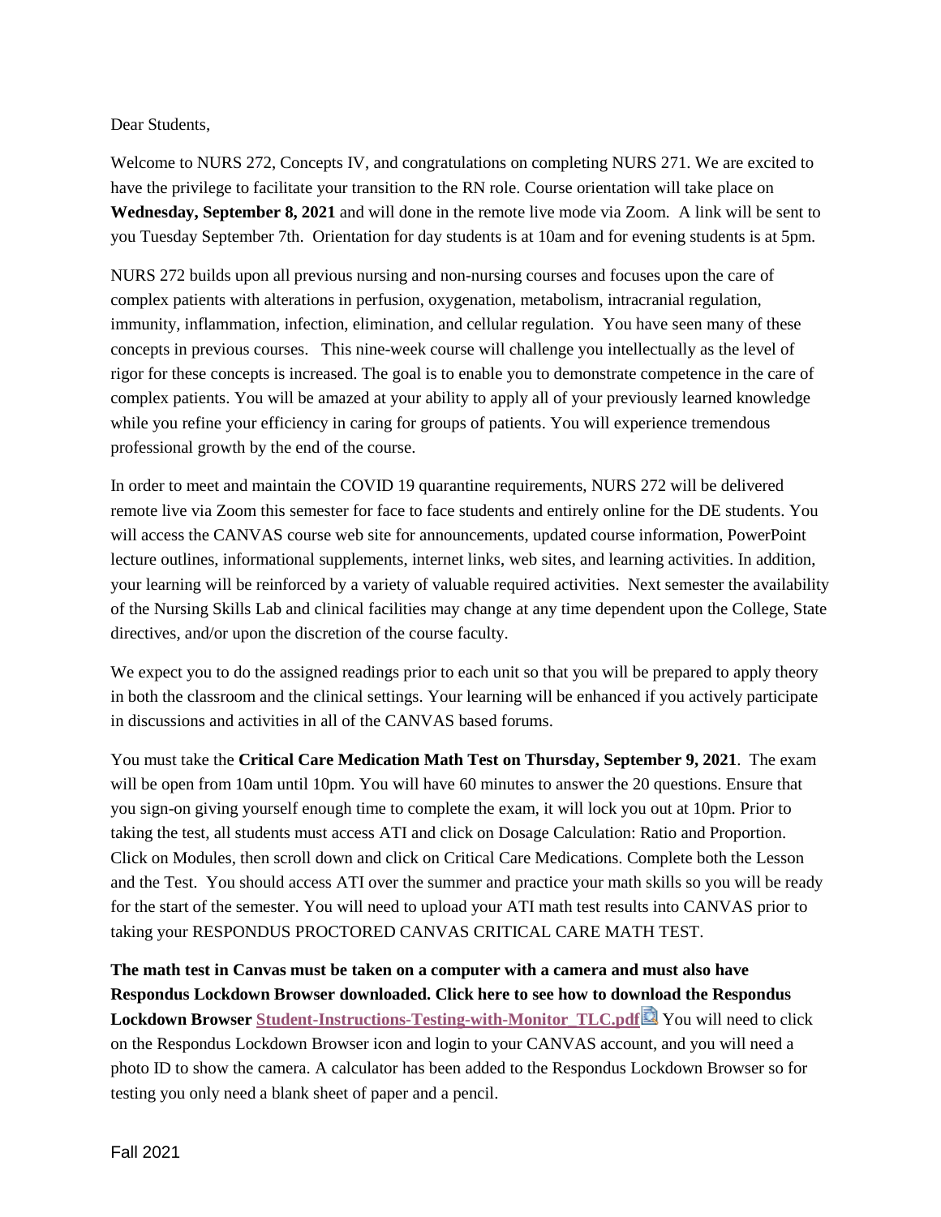Dear Students,

Welcome to NURS 272, Concepts IV, and congratulations on completing NURS 271. We are excited to have the privilege to facilitate your transition to the RN role. Course orientation will take place on **Wednesday, September 8, 2021** and will done in the remote live mode via Zoom. A link will be sent to you Tuesday September 7th. Orientation for day students is at 10am and for evening students is at 5pm.

NURS 272 builds upon all previous nursing and non-nursing courses and focuses upon the care of complex patients with alterations in perfusion, oxygenation, metabolism, intracranial regulation, immunity, inflammation, infection, elimination, and cellular regulation. You have seen many of these concepts in previous courses. This nine-week course will challenge you intellectually as the level of rigor for these concepts is increased. The goal is to enable you to demonstrate competence in the care of complex patients. You will be amazed at your ability to apply all of your previously learned knowledge while you refine your efficiency in caring for groups of patients. You will experience tremendous professional growth by the end of the course.

In order to meet and maintain the COVID 19 quarantine requirements, NURS 272 will be delivered remote live via Zoom this semester for face to face students and entirely online for the DE students. You will access the CANVAS course web site for announcements, updated course information, PowerPoint lecture outlines, informational supplements, internet links, web sites, and learning activities. In addition, your learning will be reinforced by a variety of valuable required activities. Next semester the availability of the Nursing Skills Lab and clinical facilities may change at any time dependent upon the College, State directives, and/or upon the discretion of the course faculty.

We expect you to do the assigned readings prior to each unit so that you will be prepared to apply theory in both the classroom and the clinical settings. Your learning will be enhanced if you actively participate in discussions and activities in all of the CANVAS based forums.

You must take the **Critical Care Medication Math Test on Thursday, September 9, 2021**. The exam will be open from 10am until 10pm. You will have 60 minutes to answer the 20 questions. Ensure that you sign-on giving yourself enough time to complete the exam, it will lock you out at 10pm. Prior to taking the test, all students must access ATI and click on Dosage Calculation: Ratio and Proportion. Click on Modules, then scroll down and click on Critical Care Medications. Complete both the Lesson and the Test. You should access ATI over the summer and practice your math skills so you will be ready for the start of the semester. You will need to upload your ATI math test results into CANVAS prior to taking your RESPONDUS PROCTORED CANVAS CRITICAL CARE MATH TEST.

**The math test in Canvas must be taken on a computer with a camera and must also have Respondus Lockdown Browser downloaded. Click here to see how to download the Respondus Lockdown Browser Student-Instructions-Testing-with-Monitor_TLC.pdf** You will need to click on the Respondus Lockdown Browser icon and login to your CANVAS account, and you will need a photo ID to show the camera. A calculator has been added to the Respondus Lockdown Browser so for testing you only need a blank sheet of paper and a pencil.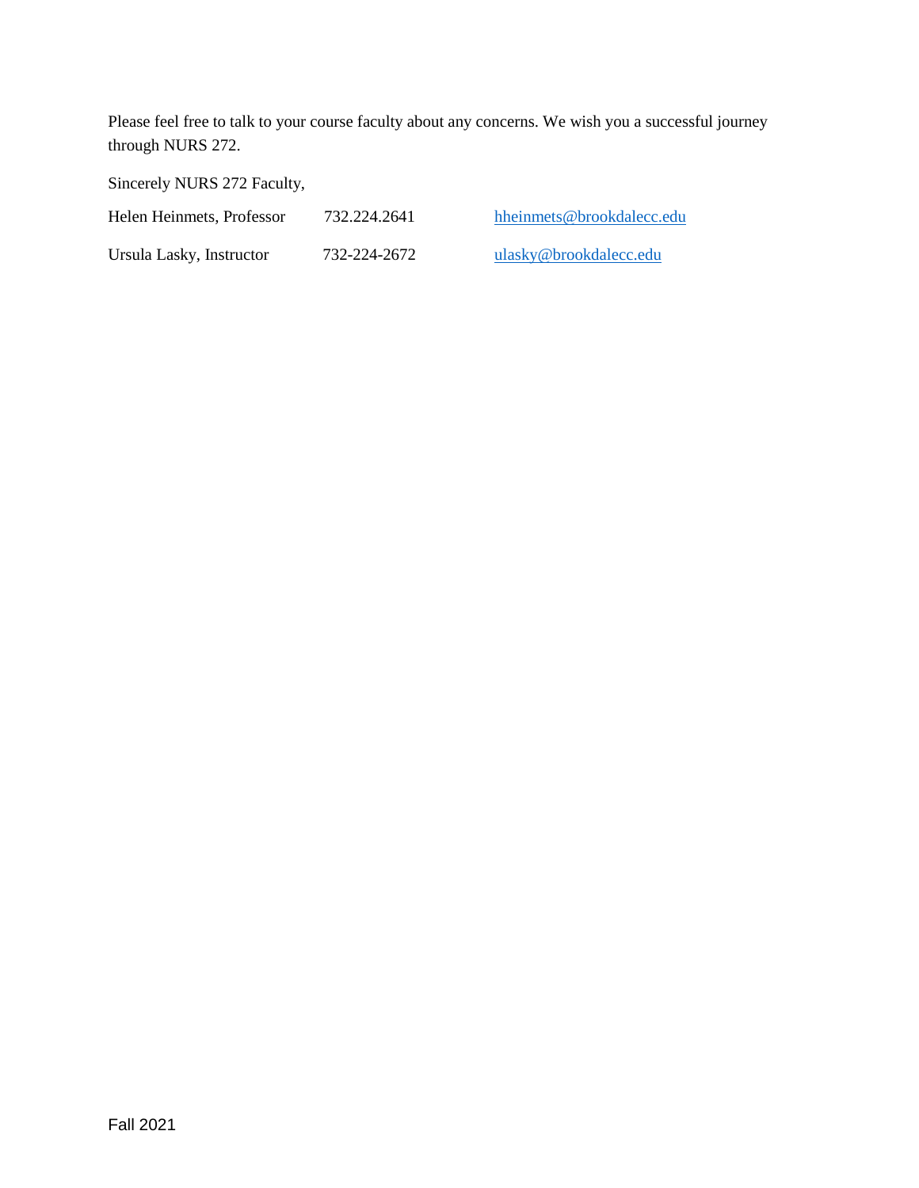Please feel free to talk to your course faculty about any concerns. We wish you a successful journey through NURS 272.

Sincerely NURS 272 Faculty,

| | | |
|---|---|---|
| Helen Heinmets, Professor | 732.224.2641 | hheinmets@brookdalecc.edu |
| Ursula Lasky, Instructor | 732-224-2672 | ulasky@brookdalecc.edu |

Fall 2021